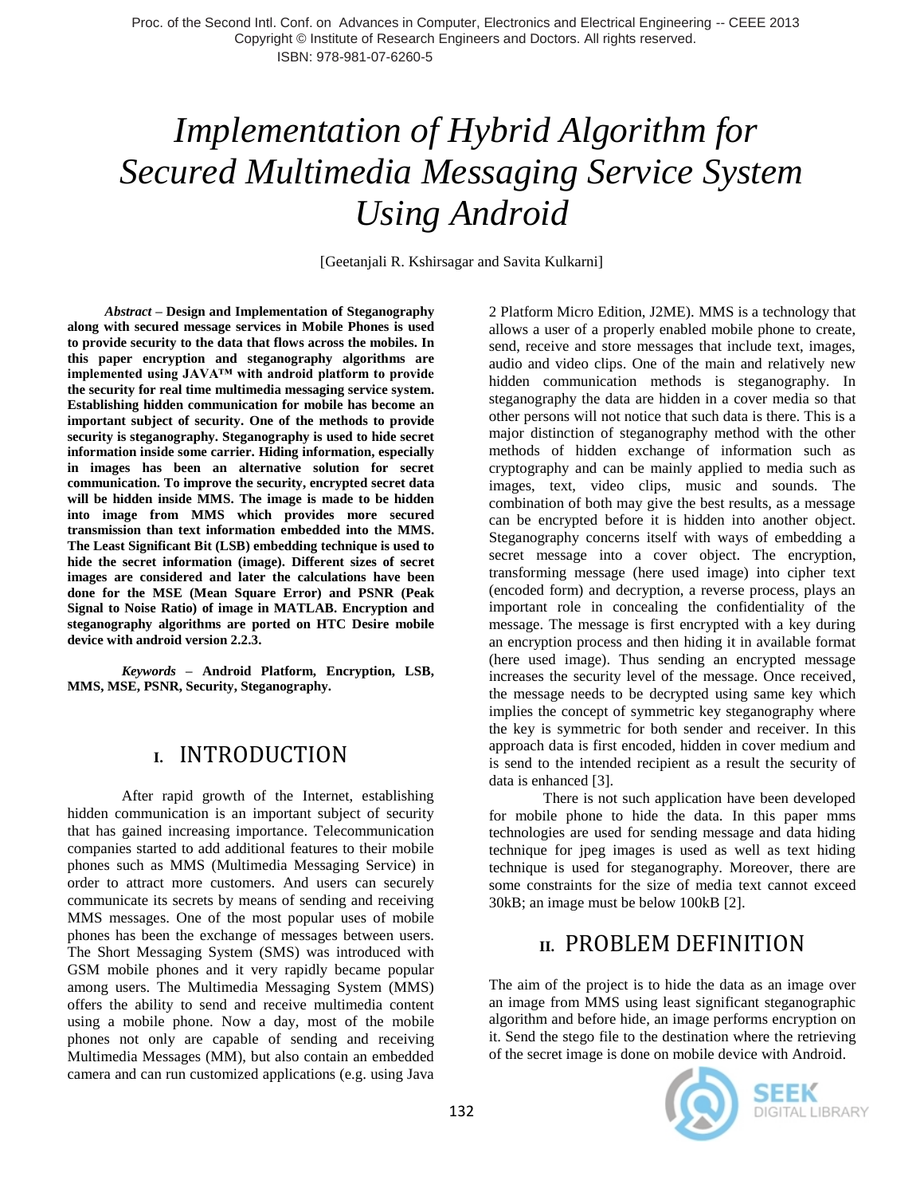# Implementation of Hybrid Algorithm for Secured Multimedia Messaging Service System Using Android

[Geetanjali R. Kshirsagar and Savita Kulkarni]

***Abstract* – Design and Implementation of Steganography along with secured message services in Mobile Phones is used to provide security to the data that flows across the mobiles. In this paper encryption and steganography algorithms are implemented using JAVA™ with android platform to provide the security for real time multimedia messaging service system. Establishing hidden communication for mobile has become an important subject of security. One of the methods to provide security is steganography. Steganography is used to hide secret information inside some carrier. Hiding information, especially in images has been an alternative solution for secret communication. To improve the security, encrypted secret data will be hidden inside MMS. The image is made to be hidden into image from MMS which provides more secured transmission than text information embedded into the MMS. The Least Significant Bit (LSB) embedding technique is used to hide the secret information (image). Different sizes of secret images are considered and later the calculations have been done for the MSE (Mean Square Error) and PSNR (Peak Signal to Noise Ratio) of image in MATLAB. Encryption and steganography algorithms are ported on HTC Desire mobile device with android version 2.2.3.**

***Keywords* – Android Platform, Encryption, LSB, MMS, MSE, PSNR, Security, Steganography.**

## I. INTRODUCTION

After rapid growth of the Internet, establishing hidden communication is an important subject of security that has gained increasing importance. Telecommunication companies started to add additional features to their mobile phones such as MMS (Multimedia Messaging Service) in order to attract more customers. And users can securely communicate its secrets by means of sending and receiving MMS messages. One of the most popular uses of mobile phones has been the exchange of messages between users. The Short Messaging System (SMS) was introduced with GSM mobile phones and it very rapidly became popular among users. The Multimedia Messaging System (MMS) offers the ability to send and receive multimedia content using a mobile phone. Now a day, most of the mobile phones not only are capable of sending and receiving Multimedia Messages (MM), but also contain an embedded camera and can run customized applications (e.g. using Java 2 Platform Micro Edition, J2ME). MMS is a technology that allows a user of a properly enabled mobile phone to create, send, receive and store messages that include text, images, audio and video clips. One of the main and relatively new hidden communication methods is steganography. In steganography the data are hidden in a cover media so that other persons will not notice that such data is there. This is a major distinction of steganography method with the other methods of hidden exchange of information such as cryptography and can be mainly applied to media such as images, text, video clips, music and sounds. The combination of both may give the best results, as a message can be encrypted before it is hidden into another object. Steganography concerns itself with ways of embedding a secret message into a cover object. The encryption, transforming message (here used image) into cipher text (encoded form) and decryption, a reverse process, plays an important role in concealing the confidentiality of the message. The message is first encrypted with a key during an encryption process and then hiding it in available format (here used image). Thus sending an encrypted message increases the security level of the message. Once received, the message needs to be decrypted using same key which implies the concept of symmetric key steganography where the key is symmetric for both sender and receiver. In this approach data is first encoded, hidden in cover medium and is send to the intended recipient as a result the security of data is enhanced [3].

There is not such application have been developed for mobile phone to hide the data. In this paper mms technologies are used for sending message and data hiding technique for jpeg images is used as well as text hiding technique is used for steganography. Moreover, there are some constraints for the size of media text cannot exceed 30kB; an image must be below 100kB [2].

## II. PROBLEM DEFINITION

The aim of the project is to hide the data as an image over an image from MMS using least significant steganographic algorithm and before hide, an image performs encryption on it. Send the stego file to the destination where the retrieving of the secret image is done on mobile device with Android.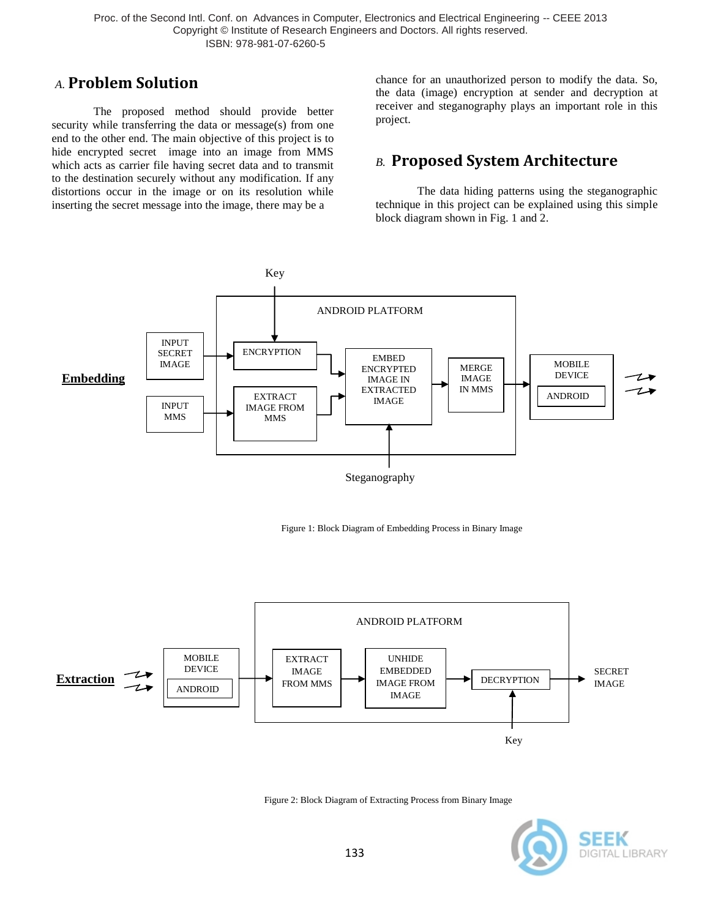## A. Problem Solution

The proposed method should provide better security while transferring the data or message(s) from one end to the other end. The main objective of this project is to hide encrypted secret image into an image from MMS which acts as carrier file having secret data and to transmit to the destination securely without any modification. If any distortions occur in the image or on its resolution while inserting the secret message into the image, there may be a chance for an unauthorized person to modify the data. So, the data (image) encryption at sender and decryption at receiver and steganography plays an important role in this project.

## B. Proposed System Architecture

The data hiding patterns using the steganographic technique in this project can be explained using this simple block diagram shown in Fig. 1 and 2.

Figure 1: Block Diagram of Embedding Process in Binary Image

Figure 2: Block Diagram of Extracting Process from Binary Image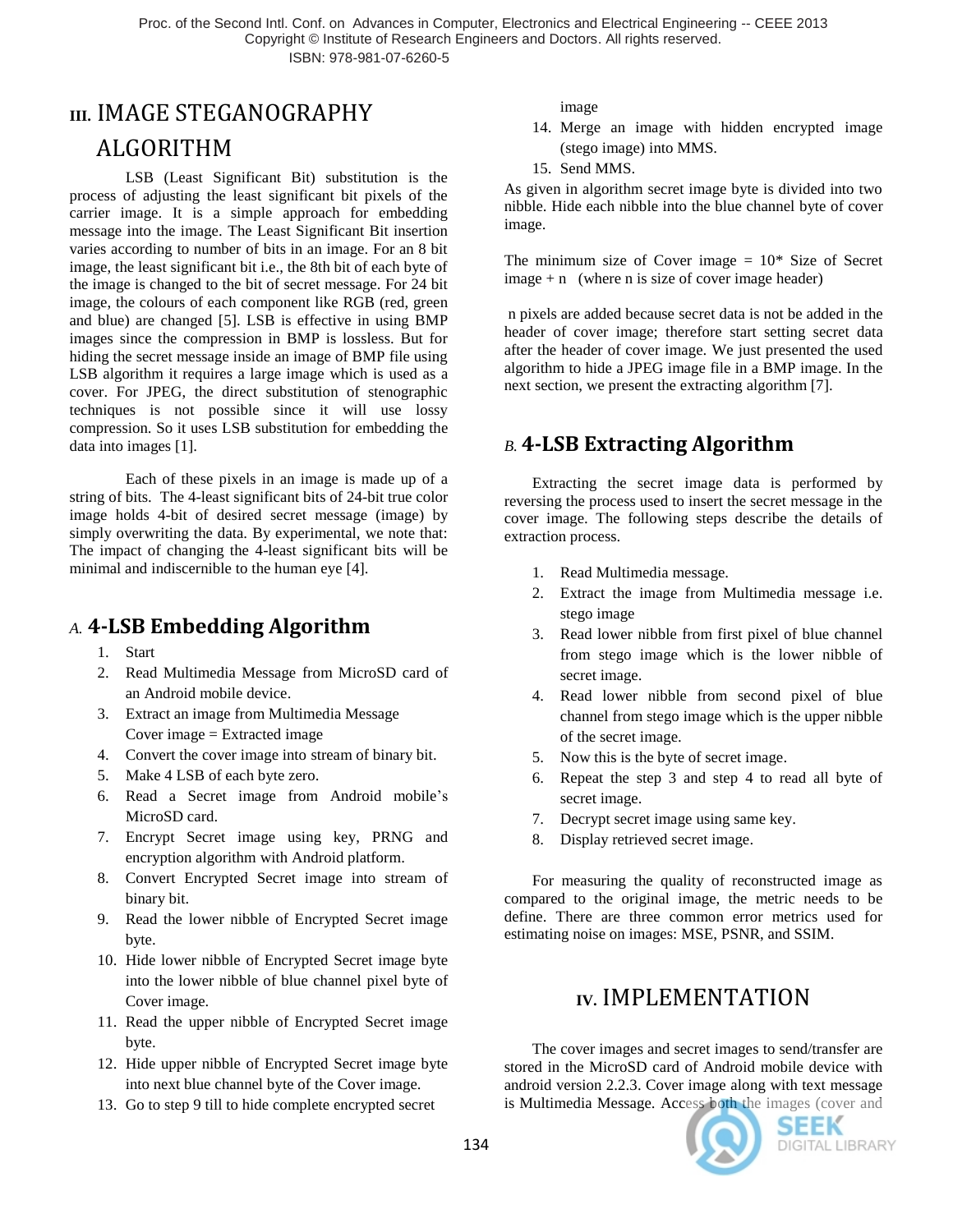# III. IMAGE STEGANOGRAPHY ALGORITHM

LSB (Least Significant Bit) substitution is the process of adjusting the least significant bit pixels of the carrier image. It is a simple approach for embedding message into the image. The Least Significant Bit insertion varies according to number of bits in an image. For an 8 bit image, the least significant bit i.e., the 8th bit of each byte of the image is changed to the bit of secret message. For 24 bit image, the colours of each component like RGB (red, green and blue) are changed [5]. LSB is effective in using BMP images since the compression in BMP is lossless. But for hiding the secret message inside an image of BMP file using LSB algorithm it requires a large image which is used as a cover. For JPEG, the direct substitution of stenographic techniques is not possible since it will use lossy compression. So it uses LSB substitution for embedding the data into images [1].

Each of these pixels in an image is made up of a string of bits. The 4-least significant bits of 24-bit true color image holds 4-bit of desired secret message (image) by simply overwriting the data. By experimental, we note that: The impact of changing the 4-least significant bits will be minimal and indiscernible to the human eye [4].

## *A.* 4-LSB Embedding Algorithm

1. Start
2. Read Multimedia Message from MicroSD card of an Android mobile device.
3. Extract an image from Multimedia Message
   Cover image = Extracted image
4. Convert the cover image into stream of binary bit.
5. Make 4 LSB of each byte zero.
6. Read a Secret image from Android mobile's MicroSD card.
7. Encrypt Secret image using key, PRNG and encryption algorithm with Android platform.
8. Convert Encrypted Secret image into stream of binary bit.
9. Read the lower nibble of Encrypted Secret image byte.
10. Hide lower nibble of Encrypted Secret image byte into the lower nibble of blue channel pixel byte of Cover image.
11. Read the upper nibble of Encrypted Secret image byte.
12. Hide upper nibble of Encrypted Secret image byte into next blue channel byte of the Cover image.
13. Go to step 9 till to hide complete encrypted secret image
14. Merge an image with hidden encrypted image (stego image) into MMS.
15. Send MMS.

As given in algorithm secret image byte is divided into two nibble. Hide each nibble into the blue channel byte of cover image.

The minimum size of Cover image = 10* Size of Secret image + n (where n is size of cover image header)

n pixels are added because secret data is not be added in the header of cover image; therefore start setting secret data after the header of cover image. We just presented the used algorithm to hide a JPEG image file in a BMP image. In the next section, we present the extracting algorithm [7].

## *B.* 4-LSB Extracting Algorithm

Extracting the secret image data is performed by reversing the process used to insert the secret message in the cover image. The following steps describe the details of extraction process.

1. Read Multimedia message.
2. Extract the image from Multimedia message i.e. stego image
3. Read lower nibble from first pixel of blue channel from stego image which is the lower nibble of secret image.
4. Read lower nibble from second pixel of blue channel from stego image which is the upper nibble of the secret image.
5. Now this is the byte of secret image.
6. Repeat the step 3 and step 4 to read all byte of secret image.
7. Decrypt secret image using same key.
8. Display retrieved secret image.

For measuring the quality of reconstructed image as compared to the original image, the metric needs to be define. There are three common error metrics used for estimating noise on images: MSE, PSNR, and SSIM.

# IV. IMPLEMENTATION

The cover images and secret images to send/transfer are stored in the MicroSD card of Android mobile device with android version 2.2.3. Cover image along with text message is Multimedia Message. Access both the images (cover and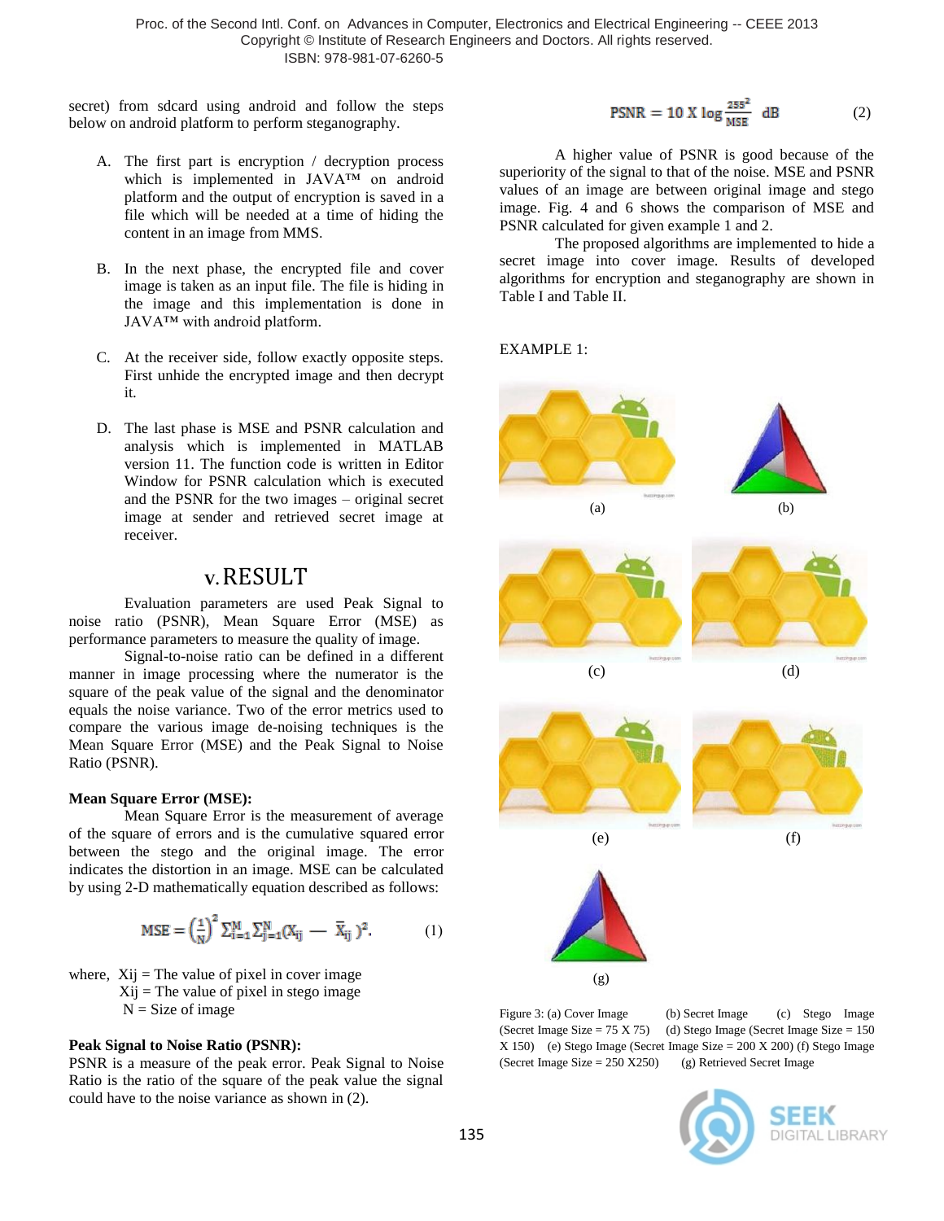secret) from sdcard using android and follow the steps below on android platform to perform steganography.

A. The first part is encryption / decryption process which is implemented in JAVA™ on android platform and the output of encryption is saved in a file which will be needed at a time of hiding the content in an image from MMS.

B. In the next phase, the encrypted file and cover image is taken as an input file. The file is hiding in the image and this implementation is done in JAVA™ with android platform.

C. At the receiver side, follow exactly opposite steps. First unhide the encrypted image and then decrypt it.

D. The last phase is MSE and PSNR calculation and analysis which is implemented in MATLAB version 11. The function code is written in Editor Window for PSNR calculation which is executed and the PSNR for the two images – original secret image at sender and retrieved secret image at receiver.

## V. RESULT

Evaluation parameters are used Peak Signal to noise ratio (PSNR), Mean Square Error (MSE) as performance parameters to measure the quality of image.

Signal-to-noise ratio can be defined in a different manner in image processing where the numerator is the square of the peak value of the signal and the denominator equals the noise variance. Two of the error metrics used to compare the various image de-noising techniques is the Mean Square Error (MSE) and the Peak Signal to Noise Ratio (PSNR).

**Mean Square Error (MSE):**

Mean Square Error is the measurement of average of the square of errors and is the cumulative squared error between the stego and the original image. The error indicates the distortion in an image. MSE can be calculated by using 2-D mathematically equation described as follows:

$$\mathrm{MSE} = \left(\frac{1}{N}\right)^2 \sum_{i=1}^{M} \sum_{j=1}^{N} (X_{ij} - \bar{X}_{ij})^2. \qquad (1)$$

where, $X_{ij}$ = The value of pixel in cover image
$\bar{X}_{ij}$ = The value of pixel in stego image
N = Size of image

**Peak Signal to Noise Ratio (PSNR):**

PSNR is a measure of the peak error. Peak Signal to Noise Ratio is the ratio of the square of the peak value the signal could have to the noise variance as shown in (2).

$$\mathrm{PSNR} = 10 \times \log \frac{255^2}{\mathrm{MSE}} \text{ dB} \qquad (2)$$

A higher value of PSNR is good because of the superiority of the signal to that of the noise. MSE and PSNR values of an image are between original image and stego image. Fig. 4 and 6 shows the comparison of MSE and PSNR calculated for given example 1 and 2.

The proposed algorithms are implemented to hide a secret image into cover image. Results of developed algorithms for encryption and steganography are shown in Table I and Table II.

EXAMPLE 1:

(a) (b) (c) (d) (e) (f) (g)

Figure 3: (a) Cover Image (b) Secret Image (c) Stego Image (Secret Image Size = 75 X 75) (d) Stego Image (Secret Image Size = 150 X 150) (e) Stego Image (Secret Image Size = 200 X 200) (f) Stego Image (Secret Image Size = 250 X250) (g) Retrieved Secret Image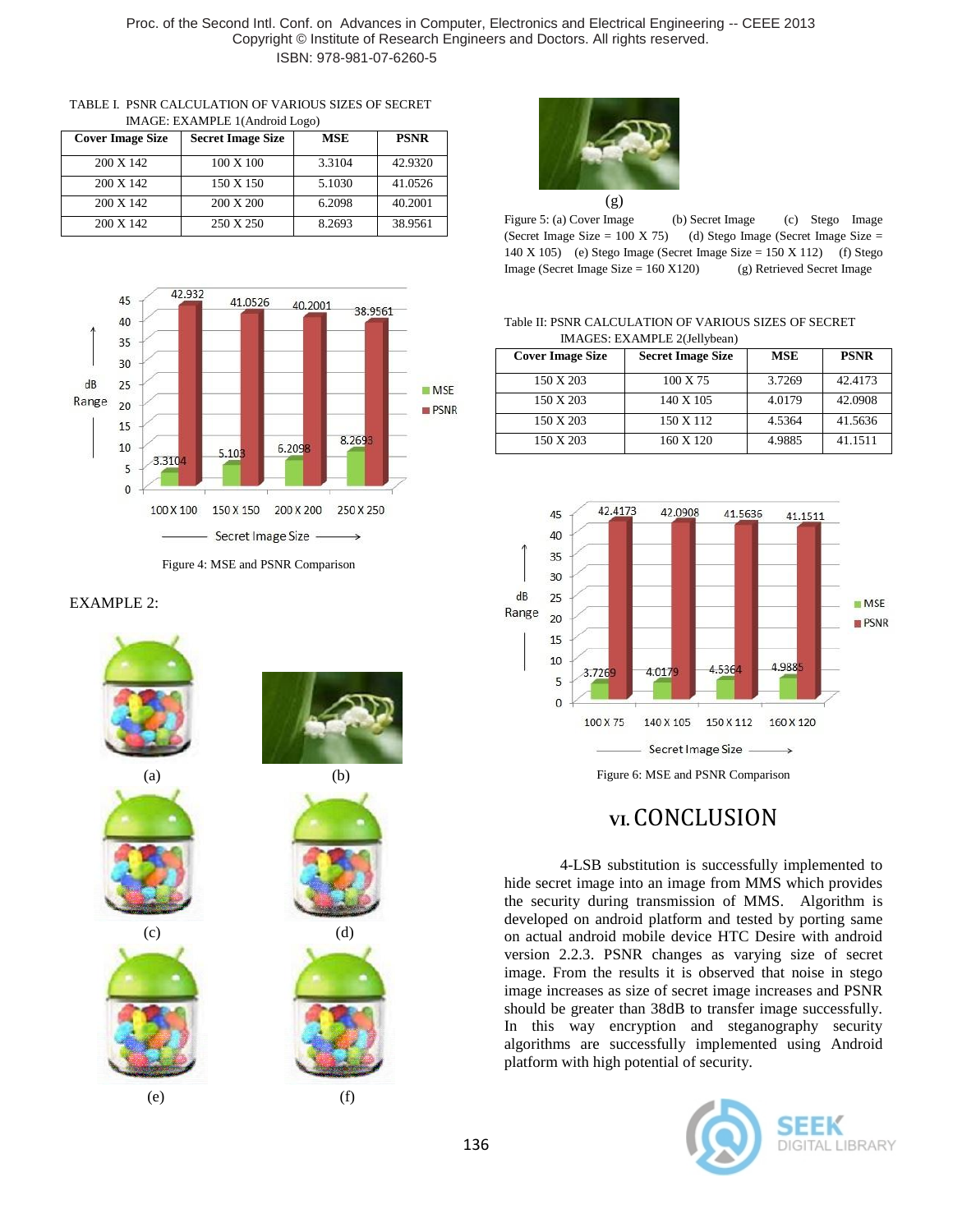TABLE I. PSNR CALCULATION OF VARIOUS SIZES OF SECRET IMAGE: EXAMPLE 1(Android Logo)

| Cover Image Size | Secret Image Size | MSE | PSNR |
|---|---|---|---|
| 200 X 142 | 100 X 100 | 3.3104 | 42.9320 |
| 200 X 142 | 150 X 150 | 5.1030 | 41.0526 |
| 200 X 142 | 200 X 200 | 6.2098 | 40.2001 |
| 200 X 142 | 250 X 250 | 8.2693 | 38.9561 |

Figure 4: MSE and PSNR Comparison

EXAMPLE 2:

(a) (b) (c) (d) (e) (f) (g)

Figure 5: (a) Cover Image (b) Secret Image (c) Stego Image (Secret Image Size = 100 X 75) (d) Stego Image (Secret Image Size = 140 X 105) (e) Stego Image (Secret Image Size = 150 X 112) (f) Stego Image (Secret Image Size = 160 X120) (g) Retrieved Secret Image

Table II: PSNR CALCULATION OF VARIOUS SIZES OF SECRET IMAGES: EXAMPLE 2(Jellybean)

| Cover Image Size | Secret Image Size | MSE | PSNR |
|---|---|---|---|
| 150 X 203 | 100 X 75 | 3.7269 | 42.4173 |
| 150 X 203 | 140 X 105 | 4.0179 | 42.0908 |
| 150 X 203 | 150 X 112 | 4.5364 | 41.5636 |
| 150 X 203 | 160 X 120 | 4.9885 | 41.1511 |

Figure 6: MSE and PSNR Comparison

## VI. CONCLUSION

4-LSB substitution is successfully implemented to hide secret image into an image from MMS which provides the security during transmission of MMS. Algorithm is developed on android platform and tested by porting same on actual android mobile device HTC Desire with android version 2.2.3. PSNR changes as varying size of secret image. From the results it is observed that noise in stego image increases as size of secret image increases and PSNR should be greater than 38dB to transfer image successfully. In this way encryption and steganography security algorithms are successfully implemented using Android platform with high potential of security.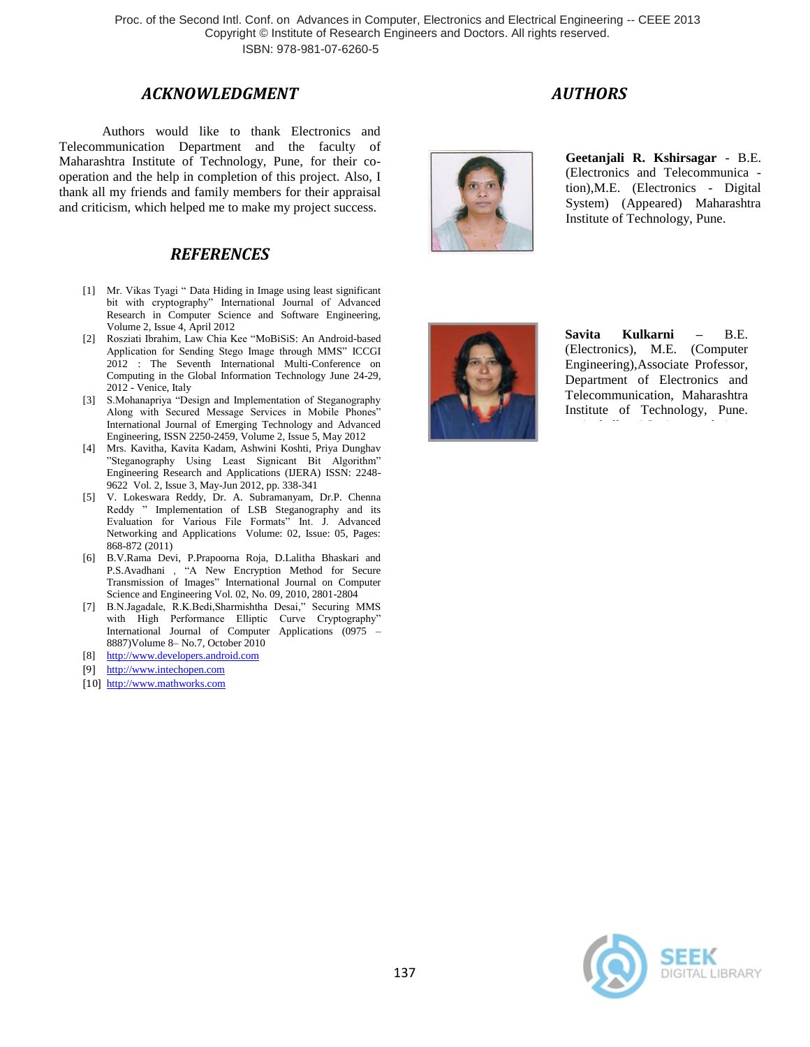## ACKNOWLEDGMENT

Authors would like to thank Electronics and Telecommunication Department and the faculty of Maharashtra Institute of Technology, Pune, for their co-operation and the help in completion of this project. Also, I thank all my friends and family members for their appraisal and criticism, which helped me to make my project success.

## REFERENCES

[1] Mr. Vikas Tyagi " Data Hiding in Image using least significant bit with cryptography" International Journal of Advanced Research in Computer Science and Software Engineering, Volume 2, Issue 4, April 2012

[2] Rosziati Ibrahim, Law Chia Kee "MoBiSiS: An Android-based Application for Sending Stego Image through MMS" ICCGI 2012 : The Seventh International Multi-Conference on Computing in the Global Information Technology June 24-29, 2012 - Venice, Italy

[3] S.Mohanapriya "Design and Implementation of Steganography Along with Secured Message Services in Mobile Phones" International Journal of Emerging Technology and Advanced Engineering, ISSN 2250-2459, Volume 2, Issue 5, May 2012

[4] Mrs. Kavitha, Kavita Kadam, Ashwini Koshti, Priya Dunghav "Steganography Using Least Signicant Bit Algorithm" Engineering Research and Applications (IJERA) ISSN: 2248-9622 Vol. 2, Issue 3, May-Jun 2012, pp. 338-341

[5] V. Lokeswara Reddy, Dr. A. Subramanyam, Dr.P. Chenna Reddy " Implementation of LSB Steganography and its Evaluation for Various File Formats" Int. J. Advanced Networking and Applications Volume: 02, Issue: 05, Pages: 868-872 (2011)

[6] B.V.Rama Devi, P.Prapoorna Roja, D.Lalitha Bhaskari and P.S.Avadhani , "A New Encryption Method for Secure Transmission of Images" International Journal on Computer Science and Engineering Vol. 02, No. 09, 2010, 2801-2804

[7] B.N.Jagadale, R.K.Bedi,Sharmishtha Desai," Securing MMS with High Performance Elliptic Curve Cryptography" International Journal of Computer Applications (0975 – 8887)Volume 8– No.7, October 2010

[8] http://www.developers.android.com

[9] http://www.intechopen.com

[10] http://www.mathworks.com

## AUTHORS

**Geetanjali R. Kshirsagar** - B.E. (Electronics and Telecommunica - tion),M.E. (Electronics - Digital System) (Appeared) Maharashtra Institute of Technology, Pune.

**Savita Kulkarni** – B.E. (Electronics), M.E. (Computer Engineering),Associate Professor, Department of Electronics and Telecommunication, Maharashtra Institute of Technology, Pune.